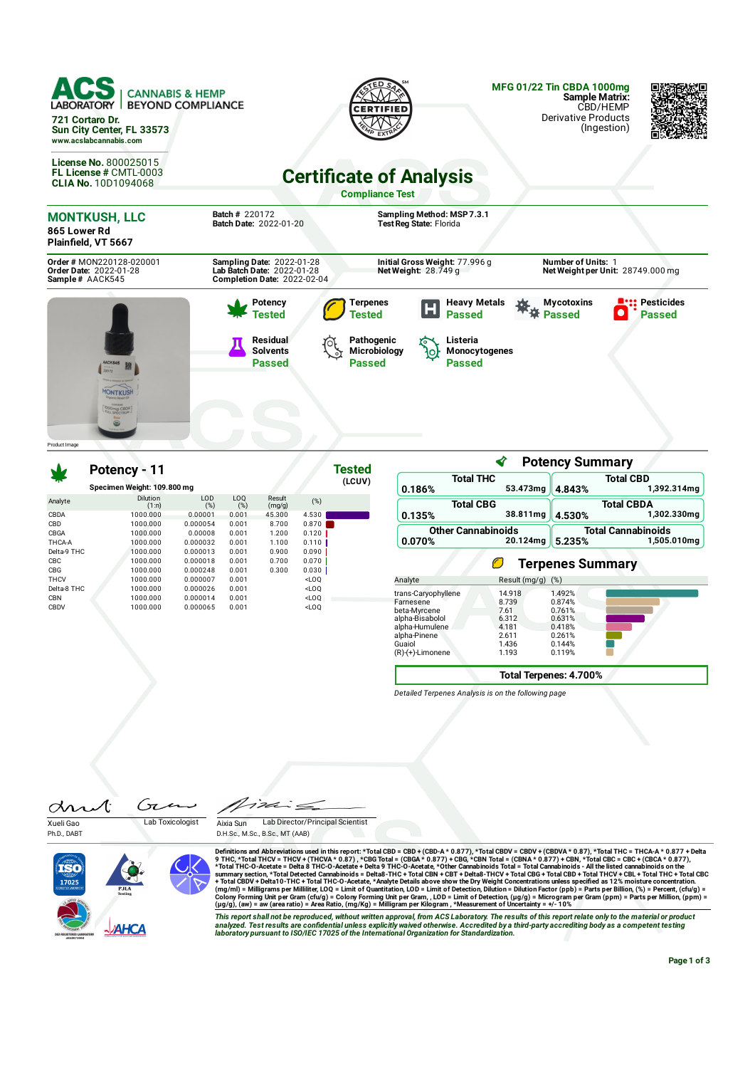**ACS LABORATORY** | CANNABIS & HEMP BEYOND COMPLIANCE

721 Cortaro Dr.
Sun City Center, FL 33573
www.acslabcannabis.com

License No. 800025015
FL License # CMTL-0003
CLIA No. 10D1094068

**MFG 01/22 Tin CBDA 1000mg**
**Sample Matrix:** CBD/HEMP Derivative Products (Ingestion)

# Certificate of Analysis

**Compliance Test**

**MONTKUSH, LLC**
865 Lower Rd
Plainfield, VT 5667

**Batch #** 220172
**Batch Date:** 2022-01-20

**Sampling Method:** MSP 7.3.1
**Test Reg State:** Florida

**Order #** MON220128-020001
**Order Date:** 2022-01-28
**Sample #** AACK545

**Sampling Date:** 2022-01-28
**Lab Batch Date:** 2022-01-28
**Completion Date:** 2022-02-04

**Initial Gross Weight:** 77.996 g
**Net Weight:** 28.749 g

**Number of Units:** 1
**Net Weight per Unit:** 28749.000 mg

Product Image

| Test | Status |
|---|---|
| Potency | Tested |
| Terpenes | Tested |
| Heavy Metals | Passed |
| Mycotoxins | Passed |
| Pesticides | Passed |
| Residual Solvents | Passed |
| Pathogenic Microbiology | Passed |
| Listeria Monocytogenes | Passed |

## Potency - 11

**Tested** (LCUV)

Specimen Weight: 109.800 mg

| Analyte | Dilution (1:n) | LOD (%) | LOQ (%) | Result (mg/g) | (%) |
|---|---|---|---|---|---|
| CBDA | 1000.000 | 0.00001 | 0.001 | 45.300 | 4.530 |
| CBD | 1000.000 | 0.000054 | 0.001 | 8.700 | 0.870 |
| CBGA | 1000.000 | 0.00008 | 0.001 | 1.200 | 0.120 |
| THCA-A | 1000.000 | 0.000032 | 0.001 | 1.100 | 0.110 |
| Delta-9 THC | 1000.000 | 0.000013 | 0.001 | 0.900 | 0.090 |
| CBC | 1000.000 | 0.000018 | 0.001 | 0.700 | 0.070 |
| CBG | 1000.000 | 0.000248 | 0.001 | 0.300 | 0.030 |
| THCV | 1000.000 | 0.000007 | 0.001 | | <LOQ |
| Delta-8 THC | 1000.000 | 0.000026 | 0.001 | | <LOQ |
| CBN | 1000.000 | 0.000014 | 0.001 | | <LOQ |
| CBDV | 1000.000 | 0.000065 | 0.001 | | <LOQ |

## Potency Summary

| | % | mg |
|---|---|---|
| Total THC | 0.186% | 53.473mg |
| Total CBD | 4.843% | 1,392.314mg |
| Total CBG | 0.135% | 38.811mg |
| Total CBDA | 4.530% | 1,302.330mg |
| Other Cannabinoids | 0.070% | 20.124mg |
| Total Cannabinoids | 5.235% | 1,505.010mg |

## Terpenes Summary

| Analyte | Result (mg/g) | (%) |
|---|---|---|
| trans-Caryophyllene | 14.918 | 1.492% |
| Farnesene | 8.739 | 0.874% |
| beta-Myrcene | 7.61 | 0.761% |
| alpha-Bisabolol | 6.312 | 0.631% |
| alpha-Humulene | 4.181 | 0.418% |
| alpha-Pinene | 2.611 | 0.261% |
| Guaiol | 1.436 | 0.144% |
| (R)-(+)-Limonene | 1.193 | 0.119% |

**Total Terpenes: 4.700%**

*Detailed Terpenes Analysis is on the following page*

Xueli Gao
Ph.D., DABT
Lab Toxicologist

Aixia Sun
D.H.Sc., M.Sc., B.Sc., MT (AAB)
Lab Director/Principal Scientist

Definitions and Abbreviations used in this report: *Total CBD = CBD + (CBD-A * 0.877), *Total CBDV = CBDV + (CBDVA * 0.87), *Total THC = THCA-A * 0.877 + Delta 9 THC, *Total THCV = THCV + (THCVA * 0.87) , *CBG Total = (CBGA * 0.877) + CBG, *CBN Total = (CBNA * 0.877) + CBN, *Total CBC = CBC + (CBCA * 0.877), *Total THC-O-Acetate = Delta 8 THC-O-Acetate + Delta 9 THC-O-Acetate, *Other Cannabinoids Total = Total Cannabinoids - All the listed cannabinoids on the summary section, *Total Detected Cannabinoids = Delta8-THC + Total CBN + CBT + Delta8-THCV + Total CBG + Total CBD + Total THCV + CBL + Total THC + Total CBC + Total CBDV + Delta10-THC + Total THC-O-Acetate, *Analyte Details above show the Dry Weight Concentrations unless specified as 12% moisture concentration. (mg/ml) = Milligrams per Milliliter, LOQ = Limit of Quantitation, LOD = Limit of Detection, Dilution = Dilution Factor (ppb) = Parts per Billion, (%) = Percent, (cfu/g) = Colony Forming Unit per Gram (cfu/g) = Colony Forming Unit per Gram, , LOD = Limit of Detection, (µg/g) = Microgram per Gram (ppm) = Parts per Million, (ppm) = (µg/g), (aw) = aw (area ratio) = Area Ratio, (mg/Kg) = Milligram per Kilogram , *Measurement of Uncertainty = +/- 10%

*This report shall not be reproduced, without written approval, from ACS Laboratory. The results of this report relate only to the material or product analyzed. Test results are confidential unless explicitly waived otherwise. Accredited by a third-party accrediting body as a competent testing laboratory pursuant to ISO/IEC 17025 of the International Organization for Standardization.*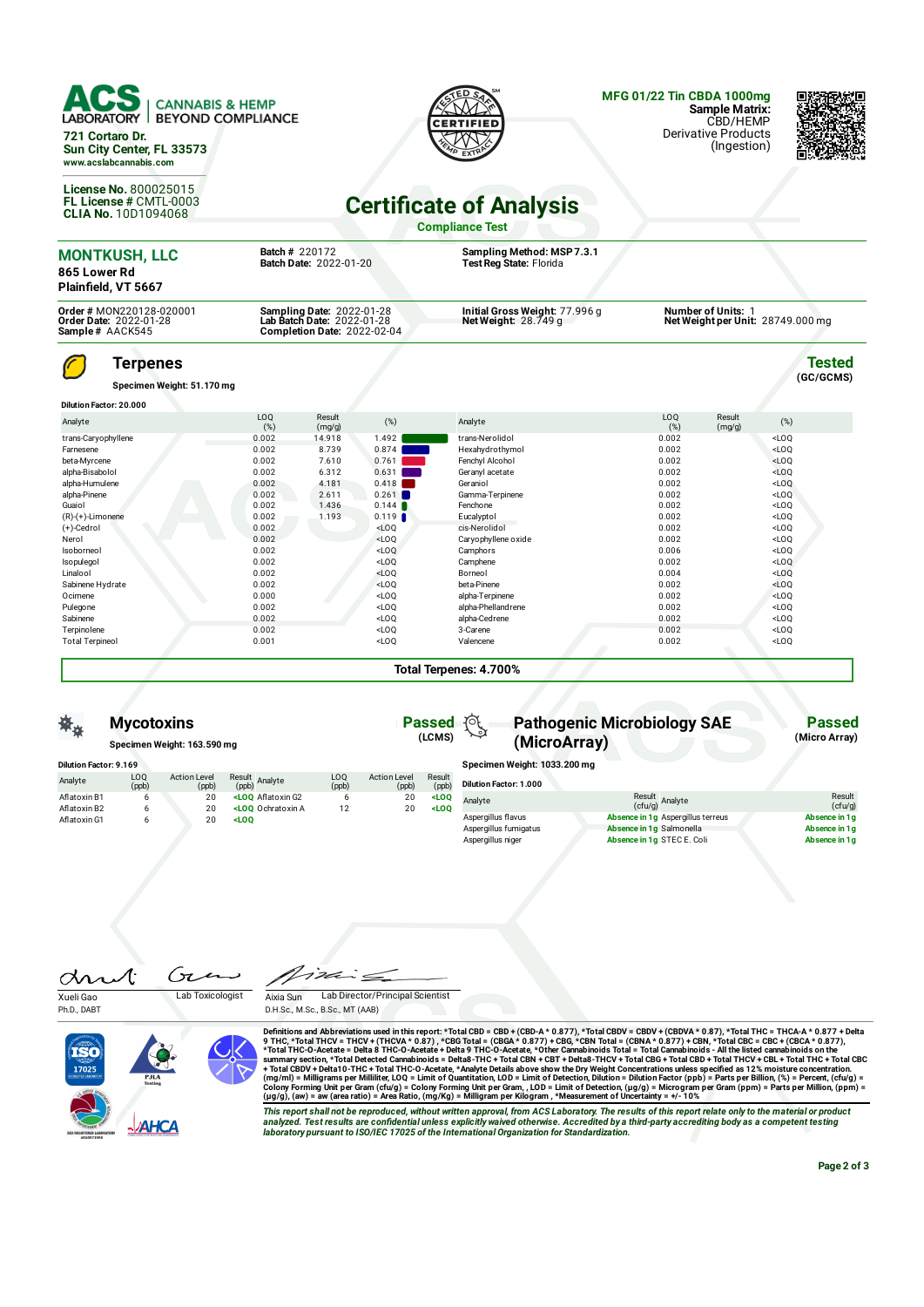**ACS LABORATORY** CANNABIS & HEMP BEYOND COMPLIANCE

721 Cortaro Dr.
Sun City Center, FL 33573
www.acslabcannabis.com

**License No.** 800025015
**FL License #** CMTL-0003
**CLIA No.** 10D1094068

**MFG 01/22 Tin CBDA 1000mg**
**Sample Matrix:** CBD/HEMP Derivative Products (Ingestion)

# Certificate of Analysis

**Compliance Test**

**MONTKUSH, LLC**
865 Lower Rd
Plainfield, VT 5667

**Batch #** 220172
**Batch Date:** 2022-01-20

**Sampling Method:** MSP 7.3.1
**Test Reg State:** Florida

**Order #** MON220128-020001
**Order Date:** 2022-01-28
**Sample #** AACK545

**Sampling Date:** 2022-01-28
**Lab Batch Date:** 2022-01-28
**Completion Date:** 2022-02-04

**Initial Gross Weight:** 77.996 g
**Net Weight:** 28.749 g

**Number of Units:** 1
**Net Weight per Unit:** 28749.000 mg

## Terpenes

**Tested** (GC/GCMS)

Specimen Weight: 51.170 mg

Dilution Factor: 20.000

| Analyte | LOQ (%) | Result (mg/g) | (%) | Analyte | LOQ (%) | Result (mg/g) | (%) |
|---|---|---|---|---|---|---|---|
| trans-Caryophyllene | 0.002 | 14.918 | 1.492 | trans-Nerolidol | 0.002 | | <LOQ |
| Farnesene | 0.002 | 8.739 | 0.874 | Hexahydrothymol | 0.002 | | <LOQ |
| beta-Myrcene | 0.002 | 7.610 | 0.761 | Fenchyl Alcohol | 0.002 | | <LOQ |
| alpha-Bisabolol | 0.002 | 6.312 | 0.631 | Geranyl acetate | 0.002 | | <LOQ |
| alpha-Humulene | 0.002 | 4.181 | 0.418 | Geraniol | 0.002 | | <LOQ |
| alpha-Pinene | 0.002 | 2.611 | 0.261 | Gamma-Terpinene | 0.002 | | <LOQ |
| Guaiol | 0.002 | 1.436 | 0.144 | Fenchone | 0.002 | | <LOQ |
| (R)-(+)-Limonene | 0.002 | 1.193 | 0.119 | Eucalyptol | 0.002 | | <LOQ |
| (+)-Cedrol | 0.002 | | <LOQ | cis-Nerolidol | 0.002 | | <LOQ |
| Nerol | 0.002 | | <LOQ | Caryophyllene oxide | 0.002 | | <LOQ |
| Isoborneol | 0.002 | | <LOQ | Camphors | 0.006 | | <LOQ |
| Isopulegol | 0.002 | | <LOQ | Camphene | 0.002 | | <LOQ |
| Linalool | 0.002 | | <LOQ | Borneol | 0.004 | | <LOQ |
| Sabinene Hydrate | 0.002 | | <LOQ | beta-Pinene | 0.002 | | <LOQ |
| Ocimene | 0.000 | | <LOQ | alpha-Terpinene | 0.002 | | <LOQ |
| Pulegone | 0.002 | | <LOQ | alpha-Phellandrene | 0.002 | | <LOQ |
| Sabinene | 0.002 | | <LOQ | alpha-Cedrene | 0.002 | | <LOQ |
| Terpinolene | 0.002 | | <LOQ | 3-Carene | 0.002 | | <LOQ |
| Total Terpineol | 0.001 | | <LOQ | Valencene | 0.002 | | <LOQ |

**Total Terpenes: 4.700%**

## Mycotoxins

**Passed** (LCMS)

Specimen Weight: 163.590 mg

Dilution Factor: 9.169

| Analyte | LOQ (ppb) | Action Level (ppb) | Result (ppb) | Analyte | LOQ (ppb) | Action Level (ppb) | Result (ppb) |
|---|---|---|---|---|---|---|---|
| Aflatoxin B1 | 6 | 20 | <LOQ | Aflatoxin G2 | 6 | 20 | <LOQ |
| Aflatoxin B2 | 6 | 20 | <LOQ | Ochratoxin A | 12 | 20 | <LOQ |
| Aflatoxin G1 | 6 | 20 | <LOQ | | | | |

## Pathogenic Microbiology SAE (MicroArray)

**Passed** (Micro Array)

Specimen Weight: 1033.200 mg

Dilution Factor: 1.000

| Analyte | Result (cfu/g) | Analyte | Result (cfu/g) |
|---|---|---|---|
| Aspergillus flavus | Absence in 1g | Aspergillus terreus | Absence in 1g |
| Aspergillus fumigatus | Absence in 1g | Salmonella | Absence in 1g |
| Aspergillus niger | Absence in 1g | STEC E. Coli | Absence in 1g |

Xueli Gao, Ph.D., DABT — Lab Toxicologist

Aixia Sun, D.H.Sc., M.Sc., B.Sc., MT (AAB) — Lab Director/Principal Scientist

**Definitions and Abbreviations used in this report:** *Total CBD = CBD + (CBD-A * 0.877), *Total CBDV = CBDV + (CBDVA * 0.87), *Total THC = THCA-A * 0.877 + Delta 9 THC, *Total THCV = THCV + (THCVA * 0.87), *CBG Total = (CBGA * 0.877) + CBG, *CBN Total = (CBNA * 0.877) + CBN, *Total CBC = CBC + (CBCA * 0.877), *Total THC-O-Acetate = Delta 8 THC-O-Acetate + Delta 9 THC-O-Acetate, *Other Cannabinoids Total = Total Cannabinoids - All the listed cannabinoids on the summary section, *Total Detected Cannabinoids = Delta8-THC + Total CBN + CBT + Delta8-THCV + Total CBG + Total CBC + Total CBD + Total THCV + CBL + Total THC + Total CBC + Total CBDV + Delta10-THC + Total THC-O-Acetate, *Analyte Details above show the Dry Weight Concentrations unless specified as 12% moisture concentration. (mg/ml) = Milligrams per Milliliter, LOQ = Limit of Quantitation, LOD = Limit of Detection, Dilution = Dilution Factor (ppb) = Parts per Billion, (%) = Percent, (cfu/g) = Colony Forming Unit per Gram (cfu/g) = Colony Forming Unit per Gram, , LOD = Limit of Detection, (µg/g) = Microgram per Gram (ppm) = Parts per Million, (ppm) = (µg/g), (aw) = aw (area ratio) = Area Ratio, (mg/Kg) = Milligram per Kilogram , *Measurement of Uncertainty = +/- 10%

*This report shall not be reproduced, without written approval, from ACS Laboratory. The results of this report relate only to the material or product analyzed. Test results are confidential unless explicitly waived otherwise. Accredited by a third-party accrediting body as a competent testing laboratory pursuant to ISO/IEC 17025 of the International Organization for Standardization.*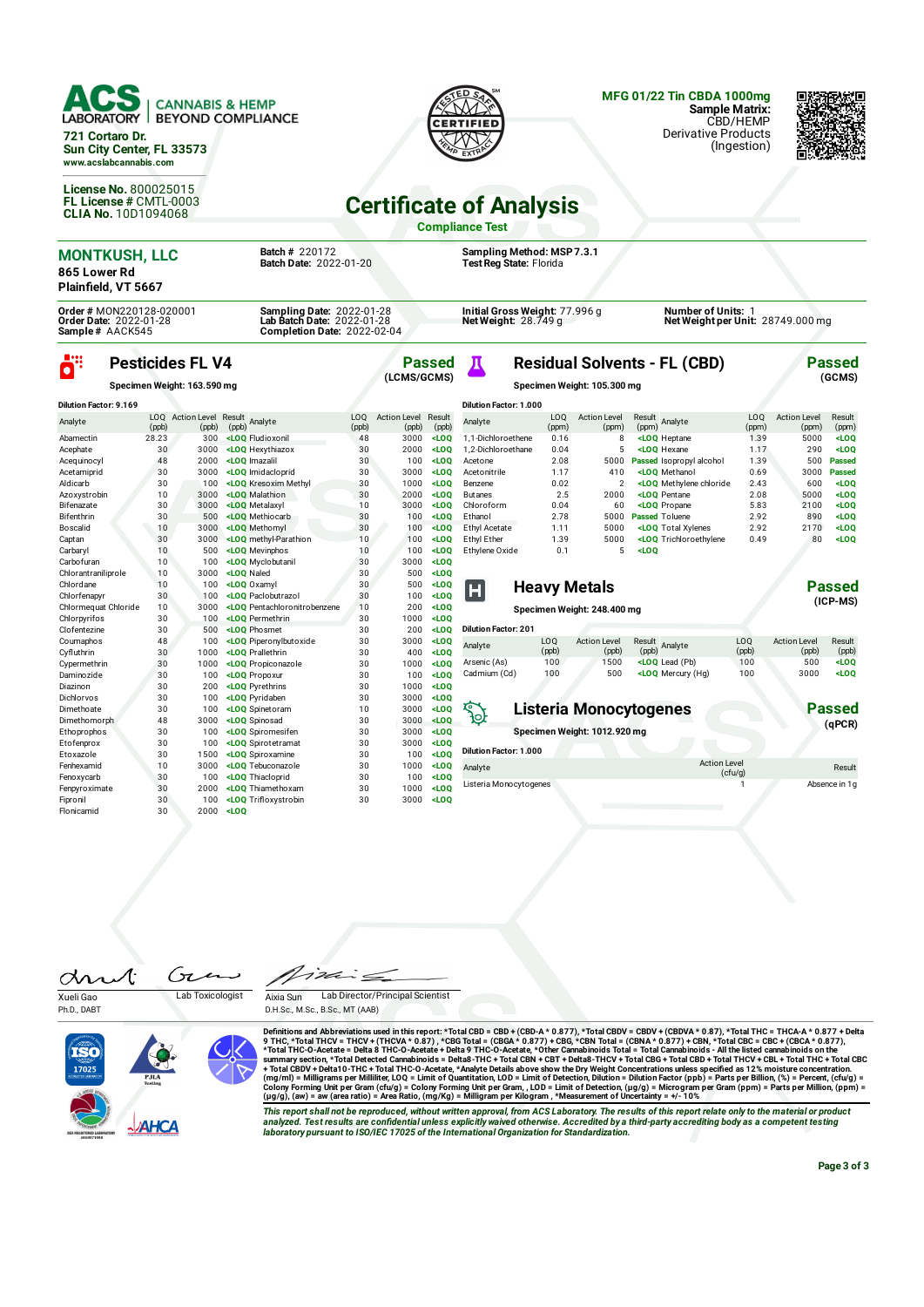ACS LABORATORY | CANNABIS & HEMP BEYOND COMPLIANCE

721 Cortaro Dr.
Sun City Center, FL 33573
www.acslabcannabis.com

License No. 800025015
FL License # CMTL-0003
CLIA No. 10D1094068

**MFG 01/22 Tin CBDA 1000mg**
**Sample Matrix:** CBD/HEMP Derivative Products (Ingestion)

# Certificate of Analysis

**Compliance Test**

**MONTKUSH, LLC**
865 Lower Rd
Plainfield, VT 5667

**Batch #** 220172
**Batch Date:** 2022-01-20

**Sampling Method:** MSP 7.3.1
**Test Reg State:** Florida

**Order #** MON220128-020001
**Order Date:** 2022-01-28
**Sample #** AACK545

**Sampling Date:** 2022-01-28
**Lab Batch Date:** 2022-01-28
**Completion Date:** 2022-02-04

**Initial Gross Weight:** 77.996 g
**Net Weight:** 28.749 g

**Number of Units:** 1
**Net Weight per Unit:** 28749.000 mg

## Pesticides FL V4 — Passed (LCMS/GCMS)

**Specimen Weight:** 163.590 mg

**Dilution Factor:** 9.169

| Analyte | LOQ (ppb) | Action Level (ppb) | Result (ppb) | Analyte | LOQ (ppb) | Action Level (ppb) | Result (ppb) |
|---|---|---|---|---|---|---|---|
| Abamectin | 28.23 | 300 | <LOQ | Fludioxonil | 48 | 3000 | <LOQ |
| Acephate | 30 | 3000 | <LOQ | Hexythiazox | 30 | 2000 | <LOQ |
| Acequinocyl | 48 | 2000 | <LOQ | Imazalil | 30 | 100 | <LOQ |
| Acetamiprid | 30 | 3000 | <LOQ | Imidacloprid | 30 | 3000 | <LOQ |
| Aldicarb | 30 | 100 | <LOQ | Kresoxim Methyl | 30 | 1000 | <LOQ |
| Azoxystrobin | 10 | 3000 | <LOQ | Malathion | 30 | 2000 | <LOQ |
| Bifenazate | 30 | 3000 | <LOQ | Metalaxyl | 10 | 3000 | <LOQ |
| Bifenthrin | 30 | 500 | <LOQ | Methiocarb | 30 | 100 | <LOQ |
| Boscalid | 10 | 3000 | <LOQ | Methomyl | 30 | 100 | <LOQ |
| Captan | 30 | 3000 | <LOQ | methyl-Parathion | 10 | 100 | <LOQ |
| Carbaryl | 10 | 500 | <LOQ | Mevinphos | 10 | 100 | <LOQ |
| Carbofuran | 10 | 100 | <LOQ | Myclobutanil | 30 | 3000 | <LOQ |
| Chlorantraniliprole | 10 | 3000 | <LOQ | Naled | 30 | 500 | <LOQ |
| Chlordane | 10 | 100 | <LOQ | Oxamyl | 30 | 500 | <LOQ |
| Chlorfenapyr | 30 | 100 | <LOQ | Paclobutrazol | 30 | 100 | <LOQ |
| Chlormequat Chloride | 10 | 3000 | <LOQ | Pentachloronitrobenzene | 10 | 200 | <LOQ |
| Chlorpyrifos | 30 | 100 | <LOQ | Permethrin | 30 | 1000 | <LOQ |
| Clofentezine | 30 | 500 | <LOQ | Phosmet | 30 | 200 | <LOQ |
| Coumaphos | 48 | 100 | <LOQ | Piperonylbutoxide | 30 | 3000 | <LOQ |
| Cyfluthrin | 30 | 1000 | <LOQ | Prallethrin | 30 | 400 | <LOQ |
| Cypermethrin | 30 | 1000 | <LOQ | Propiconazole | 30 | 1000 | <LOQ |
| Daminozide | 30 | 100 | <LOQ | Propoxur | 30 | 100 | <LOQ |
| Diazinon | 30 | 200 | <LOQ | Pyrethrins | 30 | 1000 | <LOQ |
| Dichlorvos | 30 | 100 | <LOQ | Pyridaben | 30 | 3000 | <LOQ |
| Dimethoate | 30 | 100 | <LOQ | Spinetoram | 10 | 3000 | <LOQ |
| Dimethomorph | 48 | 3000 | <LOQ | Spinosad | 30 | 3000 | <LOQ |
| Ethoprophos | 30 | 100 | <LOQ | Spiromesifen | 30 | 3000 | <LOQ |
| Etofenprox | 30 | 100 | <LOQ | Spirotetramat | 30 | 3000 | <LOQ |
| Etoxazole | 30 | 1500 | <LOQ | Spiroxamine | 30 | 100 | <LOQ |
| Fenhexamid | 10 | 3000 | <LOQ | Tebuconazole | 30 | 1000 | <LOQ |
| Fenoxycarb | 30 | 100 | <LOQ | Thiacloprid | 30 | 100 | <LOQ |
| Fenpyroximate | 30 | 2000 | <LOQ | Thiamethoxam | 30 | 1000 | <LOQ |
| Fipronil | 30 | 100 | <LOQ | Trifloxystrobin | 30 | 3000 | <LOQ |
| Flonicamid | 30 | 2000 | <LOQ | | | | |

## Residual Solvents - FL (CBD) — Passed (GCMS)

**Specimen Weight:** 105.300 mg

**Dilution Factor:** 1.000

| Analyte | LOQ (ppm) | Action Level (ppm) | Result (ppm) | Analyte | LOQ (ppm) | Action Level (ppm) | Result (ppm) |
|---|---|---|---|---|---|---|---|
| 1,1-Dichloroethene | 0.16 | 8 | <LOQ | Heptane | 1.39 | 5000 | <LOQ |
| 1,2-Dichloroethane | 0.04 | 5 | <LOQ | Hexane | 1.17 | 290 | <LOQ |
| Acetone | 2.08 | 5000 | Passed | Isopropyl alcohol | 1.39 | 500 | Passed |
| Acetonitrile | 1.17 | 410 | <LOQ | Methanol | 0.69 | 3000 | Passed |
| Benzene | 0.02 | 2 | <LOQ | Methylene chloride | 2.43 | 600 | <LOQ |
| Butanes | 2.5 | 2000 | <LOQ | Pentane | 2.08 | 5000 | <LOQ |
| Chloroform | 0.04 | 60 | <LOQ | Propane | 5.83 | 2100 | <LOQ |
| Ethanol | 2.78 | 5000 | Passed | Toluene | 2.92 | 890 | <LOQ |
| Ethyl Acetate | 1.11 | 5000 | <LOQ | Total Xylenes | 2.92 | 2170 | <LOQ |
| Ethyl Ether | 1.39 | 5000 | <LOQ | Trichloroethylene | 0.49 | 80 | <LOQ |
| Ethylene Oxide | 0.1 | 5 | <LOQ | | | | |

## Heavy Metals — Passed (ICP-MS)

**Specimen Weight:** 248.400 mg

**Dilution Factor:** 201

| Analyte | LOQ (ppb) | Action Level (ppb) | Result (ppb) | Analyte | LOQ (ppb) | Action Level (ppb) | Result (ppb) |
|---|---|---|---|---|---|---|---|
| Arsenic (As) | 100 | 1500 | <LOQ | Lead (Pb) | 100 | 500 | <LOQ |
| Cadmium (Cd) | 100 | 500 | <LOQ | Mercury (Hg) | 100 | 3000 | <LOQ |

## Listeria Monocytogenes — Passed (qPCR)

**Specimen Weight:** 1012.920 mg

**Dilution Factor:** 1.000

| Analyte | Action Level (cfu/g) | Result |
|---|---|---|
| Listeria Monocytogenes | 1 | Absence in 1g |

Xueli Gao, Ph.D., DABT — Lab Toxicologist

Aixia Sun, D.H.Sc., M.Sc., B.Sc., MT (AAB) — Lab Director/Principal Scientist

Definitions and Abbreviations used in this report: *Total CBD = CBD + (CBD-A * 0.877), *Total CBDV = CBDV + (CBDVA * 0.87), *Total THC = THCA-A * 0.877 + Delta 9 THC, *Total THCV = THCV + (THCVA * 0.87), *CBG Total = (CBGA * 0.877) + CBG, *CBN Total = (CBNA * 0.877) + CBN, *Total CBC = CBC + (CBCA * 0.877), *Total THC-O-Acetate = Delta 8 THC-O-Acetate + Delta 9 THC-O-Acetate, *Other Cannabinoids Total = Total Cannabinoids - All the listed cannabinoids on the summary section, *Total Detected Cannabinoids = Delta8-THC + Total CBN + CBT + Delta8-THCV + Total CBG + Total CBD + Total THCV + CBL + Total THC + Total CBC + Total CBDV + Delta10-THC + Total THC-O-Acetate, *Analyte Details above show the Dry Weight Concentrations unless specified as 12% moisture concentration. (mg/ml) = Milligrams per Milliliter, LOQ = Limit of Quantitation, LOD = Limit of Detection, Dilution = Dilution Factor (ppb) = Parts per Billion, (%) = Percent, (cfu/g) = Colony Forming Unit per Gram (cfu/g) = Colony Forming Unit per Gram, , LOD = Limit of Detection, (µg/g) = Microgram per Gram (ppm) = Parts per Million, (ppm) = (µg/g), (aw) = aw (area ratio) = Area Ratio, (mg/Kg) = Milligram per Kilogram , *Measurement of Uncertainty = +/- 10%

*This report shall not be reproduced, without written approval, from ACS Laboratory. The results of this report relate only to the material or product analyzed. Test results are confidential unless explicitly waived otherwise. Accredited by a third-party accrediting body as a competent testing laboratory pursuant to ISO/IEC 17025 of the International Organization for Standardization.*